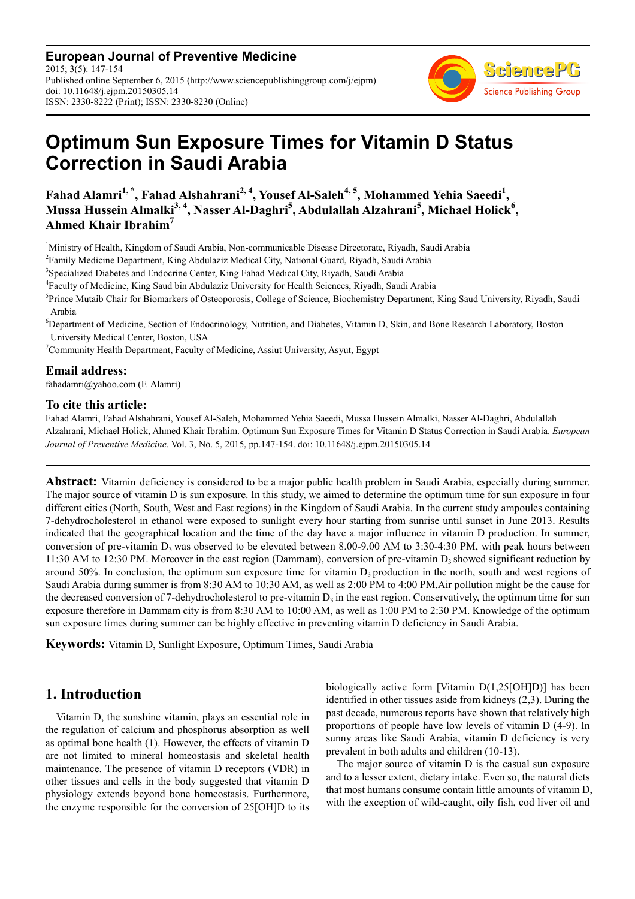# Optimum Sun Exposure Times for Vitamin D Status Correction in Saudi Arabia

**Fahad Alamri[1,*], Fahad Alshahrani[2,4], Yousef Al-Saleh[4,5], Mohammed Yehia Saeedi[1], Mussa Hussein Almalki[3,4], Nasser Al-Daghri[5], Abdulallah Alzahrani[5], Michael Holick[6], Ahmed Khair Ibrahim[7]**

[1]Ministry of Health, Kingdom of Saudi Arabia, Non-communicable Disease Directorate, Riyadh, Saudi Arabia

[2]Family Medicine Department, King Abdulaziz Medical City, National Guard, Riyadh, Saudi Arabia

[3]Specialized Diabetes and Endocrine Center, King Fahad Medical City, Riyadh, Saudi Arabia

[4]Faculty of Medicine, King Saud bin Abdulaziz University for Health Sciences, Riyadh, Saudi Arabia

[5]Prince Mutaib Chair for Biomarkers of Osteoporosis, College of Science, Biochemistry Department, King Saud University, Riyadh, Saudi Arabia

[6]Department of Medicine, Section of Endocrinology, Nutrition, and Diabetes, Vitamin D, Skin, and Bone Research Laboratory, Boston University Medical Center, Boston, USA

[7]Community Health Department, Faculty of Medicine, Assiut University, Asyut, Egypt

## Email address:

fahadamri@yahoo.com (F. Alamri)

## To cite this article:

Fahad Alamri, Fahad Alshahrani, Yousef Al-Saleh, Mohammed Yehia Saeedi, Mussa Hussein Almalki, Nasser Al-Daghri, Abdulallah Alzahrani, Michael Holick, Ahmed Khair Ibrahim. Optimum Sun Exposure Times for Vitamin D Status Correction in Saudi Arabia. *European Journal of Preventive Medicine*. Vol. 3, No. 5, 2015, pp.147-154. doi: 10.11648/j.ejpm.20150305.14

---

**Abstract:** Vitamin deficiency is considered to be a major public health problem in Saudi Arabia, especially during summer. The major source of vitamin D is sun exposure. In this study, we aimed to determine the optimum time for sun exposure in four different cities (North, South, West and East regions) in the Kingdom of Saudi Arabia. In the current study ampoules containing 7-dehydrocholesterol in ethanol were exposed to sunlight every hour starting from sunrise until sunset in June 2013. Results indicated that the geographical location and the time of the day have a major influence in vitamin D production. In summer, conversion of pre-vitamin $D_3$ was observed to be elevated between 8.00-9.00 AM to 3:30-4:30 PM, with peak hours between 11:30 AM to 12:30 PM. Moreover in the east region (Dammam), conversion of pre-vitamin $D_3$ showed significant reduction by around 50%. In conclusion, the optimum sun exposure time for vitamin $D_3$ production in the north, south and west regions of Saudi Arabia during summer is from 8:30 AM to 10:30 AM, as well as 2:00 PM to 4:00 PM.Air pollution might be the cause for the decreased conversion of 7-dehydrocholesterol to pre-vitamin $D_3$ in the east region. Conservatively, the optimum time for sun exposure therefore in Dammam city is from 8:30 AM to 10:00 AM, as well as 1:00 PM to 2:30 PM. Knowledge of the optimum sun exposure times during summer can be highly effective in preventing vitamin D deficiency in Saudi Arabia.

**Keywords:** Vitamin D, Sunlight Exposure, Optimum Times, Saudi Arabia

---

## 1. Introduction

Vitamin D, the sunshine vitamin, plays an essential role in the regulation of calcium and phosphorus absorption as well as optimal bone health (1). However, the effects of vitamin D are not limited to mineral homeostasis and skeletal health maintenance. The presence of vitamin D receptors (VDR) in other tissues and cells in the body suggested that vitamin D physiology extends beyond bone homeostasis. Furthermore, the enzyme responsible for the conversion of 25[OH]D to its biologically active form [Vitamin D(1,25[OH]D)] has been identified in other tissues aside from kidneys (2,3). During the past decade, numerous reports have shown that relatively high proportions of people have low levels of vitamin D (4-9). In sunny areas like Saudi Arabia, vitamin D deficiency is very prevalent in both adults and children (10-13).

The major source of vitamin D is the casual sun exposure and to a lesser extent, dietary intake. Even so, the natural diets that most humans consume contain little amounts of vitamin D, with the exception of wild-caught, oily fish, cod liver oil and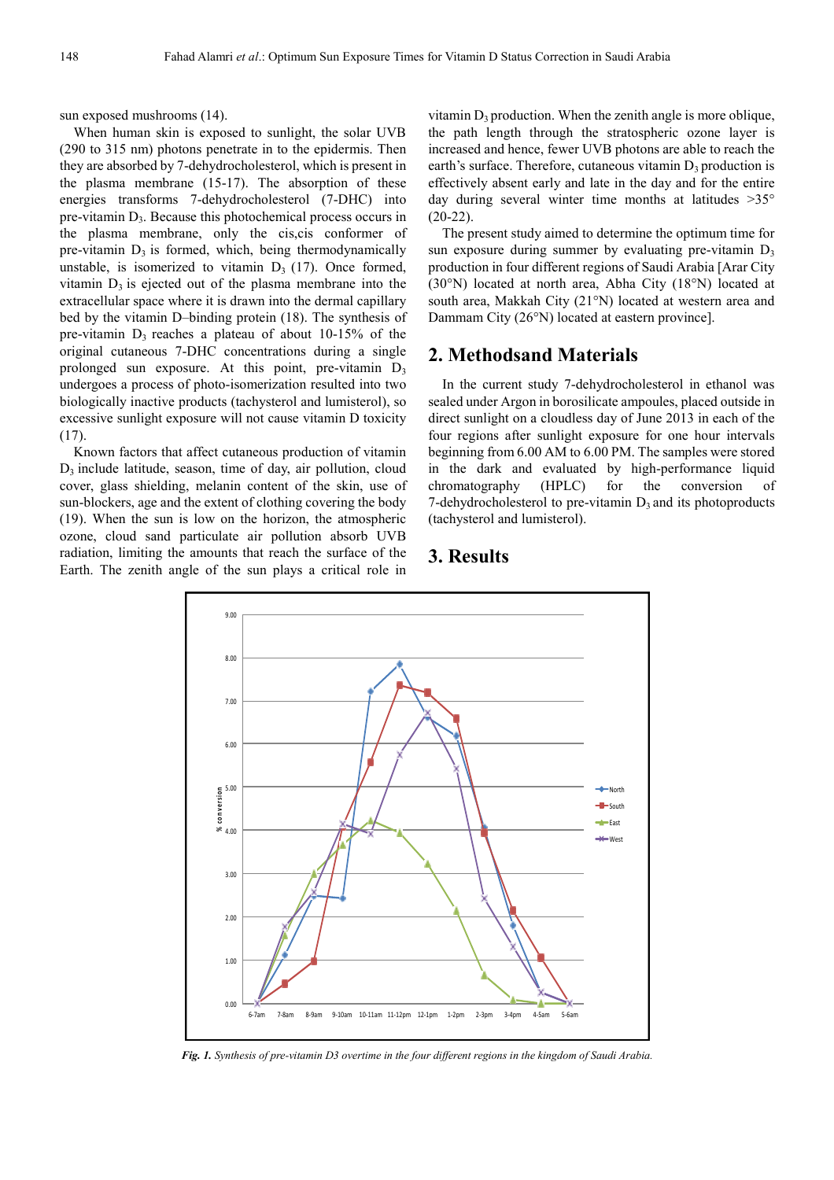sun exposed mushrooms (14).

When human skin is exposed to sunlight, the solar UVB (290 to 315 nm) photons penetrate in to the epidermis. Then they are absorbed by 7-dehydrocholesterol, which is present in the plasma membrane (15-17). The absorption of these energies transforms 7-dehydrocholesterol (7-DHC) into pre-vitamin $D_3$. Because this photochemical process occurs in the plasma membrane, only the cis,cis conformer of pre-vitamin $D_3$ is formed, which, being thermodynamically unstable, is isomerized to vitamin $D_3$ (17). Once formed, vitamin $D_3$ is ejected out of the plasma membrane into the extracellular space where it is drawn into the dermal capillary bed by the vitamin D–binding protein (18). The synthesis of pre-vitamin $D_3$ reaches a plateau of about 10-15% of the original cutaneous 7-DHC concentrations during a single prolonged sun exposure. At this point, pre-vitamin $D_3$ undergoes a process of photo-isomerization resulted into two biologically inactive products (tachysterol and lumisterol), so excessive sunlight exposure will not cause vitamin D toxicity (17).

Known factors that affect cutaneous production of vitamin $D_3$ include latitude, season, time of day, air pollution, cloud cover, glass shielding, melanin content of the skin, use of sun-blockers, age and the extent of clothing covering the body (19). When the sun is low on the horizon, the atmospheric ozone, cloud sand particulate air pollution absorb UVB radiation, limiting the amounts that reach the surface of the Earth. The zenith angle of the sun plays a critical role in vitamin $D_3$ production. When the zenith angle is more oblique, the path length through the stratospheric ozone layer is increased and hence, fewer UVB photons are able to reach the earth's surface. Therefore, cutaneous vitamin $D_3$ production is effectively absent early and late in the day and for the entire day during several winter time months at latitudes >35° (20-22).

The present study aimed to determine the optimum time for sun exposure during summer by evaluating pre-vitamin $D_3$ production in four different regions of Saudi Arabia [Arar City (30°N) located at north area, Abha City (18°N) located at south area, Makkah City (21°N) located at western area and Dammam City (26°N) located at eastern province].

## 2. Methodsand Materials

In the current study 7-dehydrocholesterol in ethanol was sealed under Argon in borosilicate ampoules, placed outside in direct sunlight on a cloudless day of June 2013 in each of the four regions after sunlight exposure for one hour intervals beginning from 6.00 AM to 6.00 PM. The samples were stored in the dark and evaluated by high-performance liquid chromatography (HPLC) for the conversion of 7-dehydrocholesterol to pre-vitamin $D_3$ and its photoproducts (tachysterol and lumisterol).

## 3. Results

*Fig. 1. Synthesis of pre-vitamin D3 overtime in the four different regions in the kingdom of Saudi Arabia.*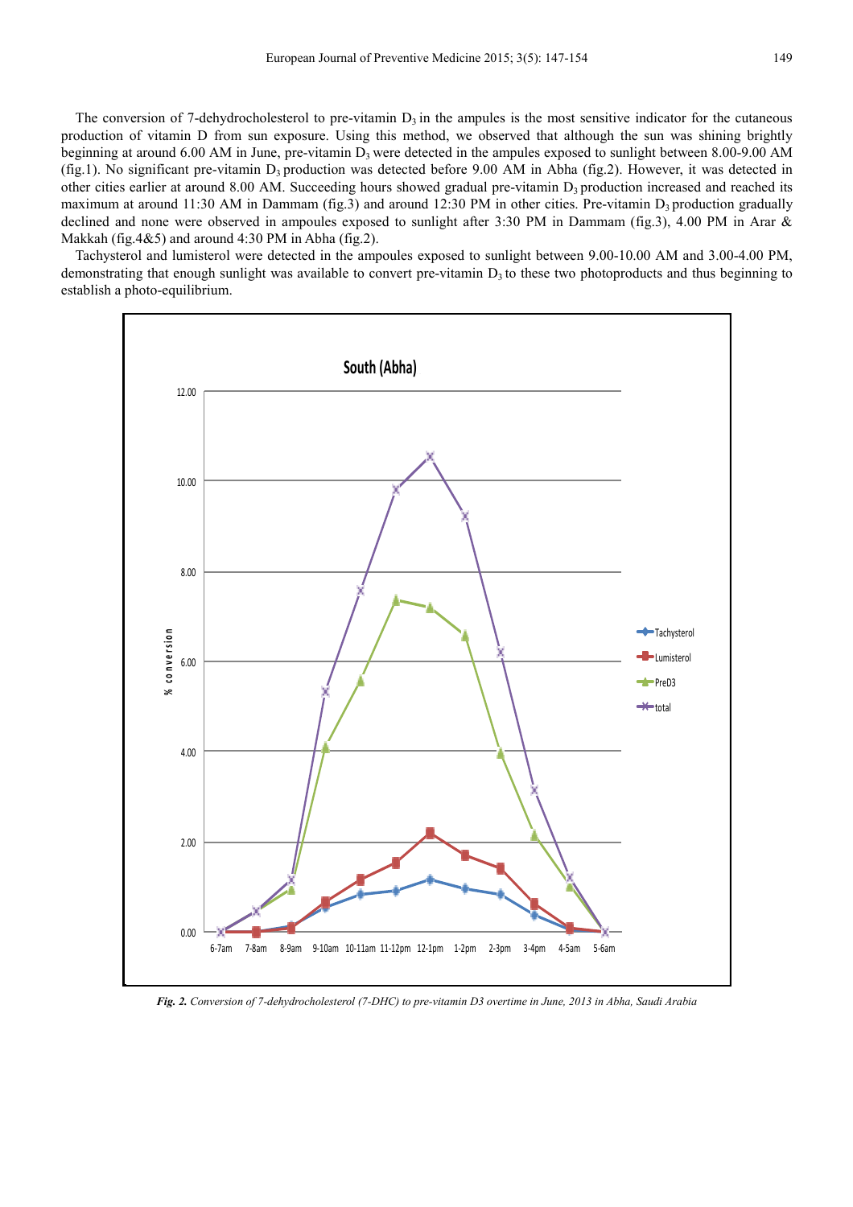The conversion of 7-dehydrocholesterol to pre-vitamin $D_3$ in the ampules is the most sensitive indicator for the cutaneous production of vitamin D from sun exposure. Using this method, we observed that although the sun was shining brightly beginning at around 6.00 AM in June, pre-vitamin $D_3$ were detected in the ampules exposed to sunlight between 8.00-9.00 AM (fig.1). No significant pre-vitamin $D_3$ production was detected before 9.00 AM in Abha (fig.2). However, it was detected in other cities earlier at around 8.00 AM. Succeeding hours showed gradual pre-vitamin $D_3$ production increased and reached its maximum at around 11:30 AM in Dammam (fig.3) and around 12:30 PM in other cities. Pre-vitamin $D_3$ production gradually declined and none were observed in ampoules exposed to sunlight after 3:30 PM in Dammam (fig.3), 4.00 PM in Arar & Makkah (fig.4&5) and around 4:30 PM in Abha (fig.2).

Tachysterol and lumisterol were detected in the ampoules exposed to sunlight between 9.00-10.00 AM and 3.00-4.00 PM, demonstrating that enough sunlight was available to convert pre-vitamin $D_3$ to these two photoproducts and thus beginning to establish a photo-equilibrium.

*Fig. 2. Conversion of 7-dehydrocholesterol (7-DHC) to pre-vitamin D3 overtime in June, 2013 in Abha, Saudi Arabia*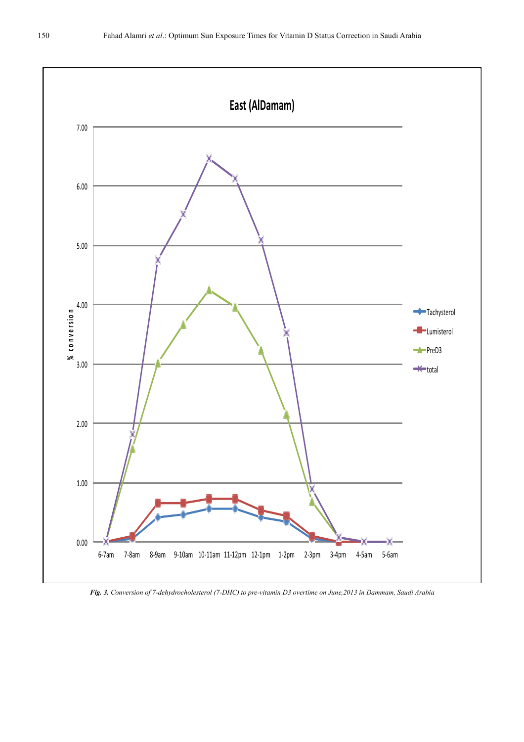*Fig. 3. Conversion of 7-dehydrocholesterol (7-DHC) to pre-vitamin D3 overtime on June,2013 in Dammam, Saudi Arabia*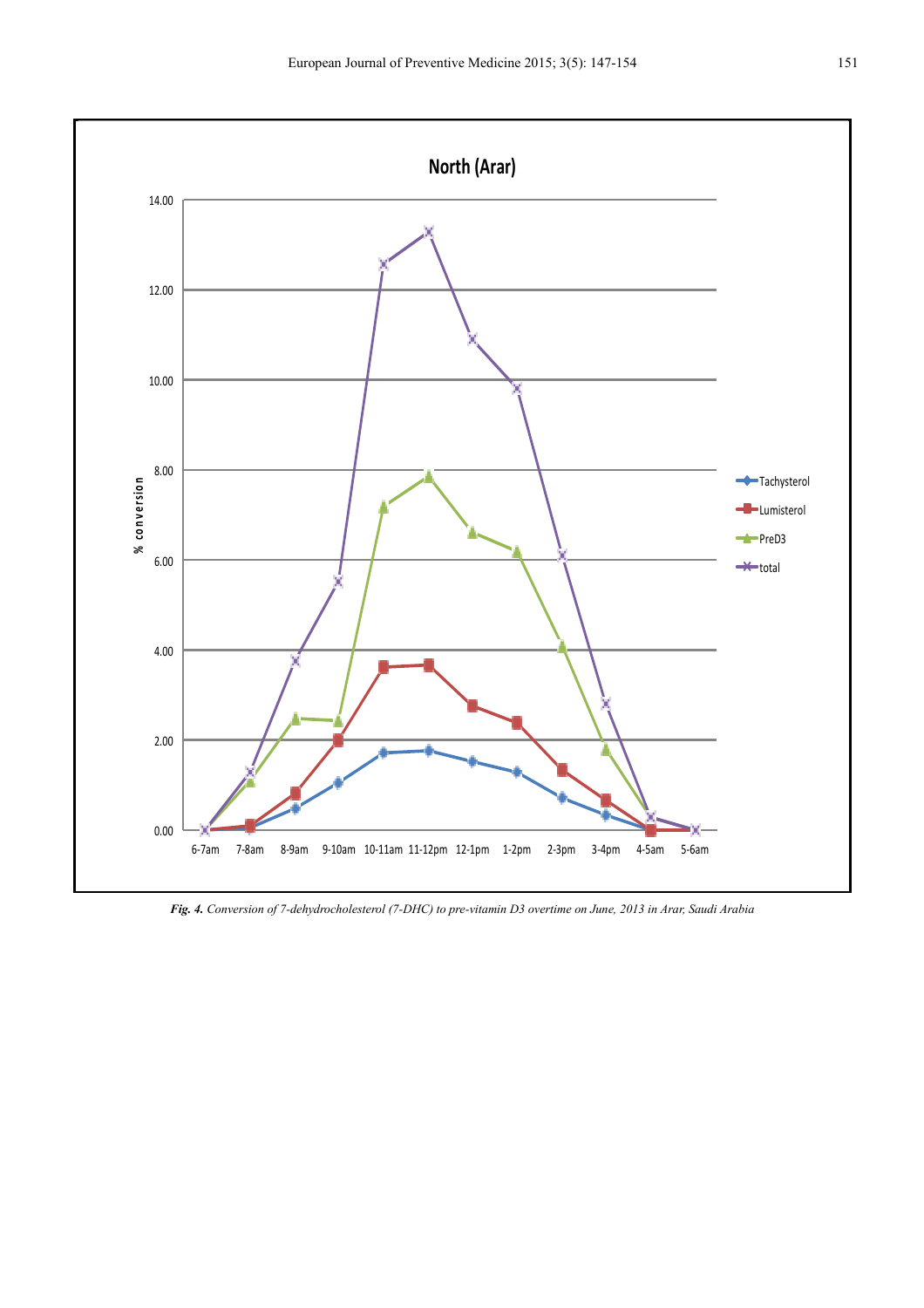**North (Arar)**

| Time | Tachysterol | Lumisterol | PreD3 | total |
|---|---|---|---|---|
| 6-7am | 0.00 | 0.00 | 0.00 | 0.00 |
| 7-8am | 0.05 | 0.10 | 1.10 | 1.30 |
| 8-9am | 0.48 | 0.82 | 2.48 | 3.78 |
| 9-10am | 1.05 | 2.00 | 2.43 | 5.53 |
| 10-11am | 1.72 | 3.62 | 7.20 | 12.57 |
| 11-12pm | 1.77 | 3.67 | 7.85 | 13.30 |
| 12-1pm | 1.52 | 2.77 | 6.60 | 10.90 |
| 1-2pm | 1.28 | 2.40 | 6.18 | 9.80 |
| 2-3pm | 0.73 | 1.35 | 4.08 | 6.10 |
| 3-4pm | 0.33 | 0.67 | 1.78 | 2.82 |
| 4-5am | 0.00 | 0.00 | 0.28 | 0.28 |
| 5-6am | 0.00 | 0.00 | 0.00 | 0.00 |

Y-axis: % conversion (approximate values read from the chart)

***Fig. 4.*** *Conversion of 7-dehydrocholesterol (7-DHC) to pre-vitamin D3 overtime on June, 2013 in Arar, Saudi Arabia*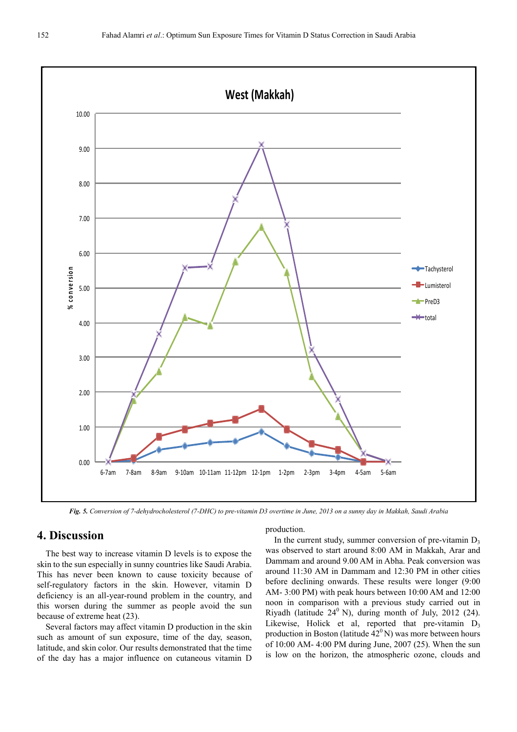*Fig. 5. Conversion of 7-dehydrocholesterol (7-DHC) to pre-vitamin D3 overtime in June, 2013 on a sunny day in Makkah, Saudi Arabia*

## 4. Discussion

The best way to increase vitamin D levels is to expose the skin to the sun especially in sunny countries like Saudi Arabia. This has never been known to cause toxicity because of self-regulatory factors in the skin. However, vitamin D deficiency is an all-year-round problem in the country, and this worsen during the summer as people avoid the sun because of extreme heat (23).

Several factors may affect vitamin D production in the skin such as amount of sun exposure, time of the day, season, latitude, and skin color. Our results demonstrated that the time of the day has a major influence on cutaneous vitamin D production.

In the current study, summer conversion of pre-vitamin $D_3$ was observed to start around 8:00 AM in Makkah, Arar and Dammam and around 9.00 AM in Abha. Peak conversion was around 11:30 AM in Dammam and 12:30 PM in other cities before declining onwards. These results were longer (9:00 AM- 3:00 PM) with peak hours between 10:00 AM and 12:00 noon in comparison with a previous study carried out in Riyadh (latitude $24^0$ N), during month of July, 2012 (24). Likewise, Holick et al, reported that pre-vitamin $D_3$ production in Boston (latitude $42^0$ N) was more between hours of 10:00 AM- 4:00 PM during June, 2007 (25). When the sun is low on the horizon, the atmospheric ozone, clouds and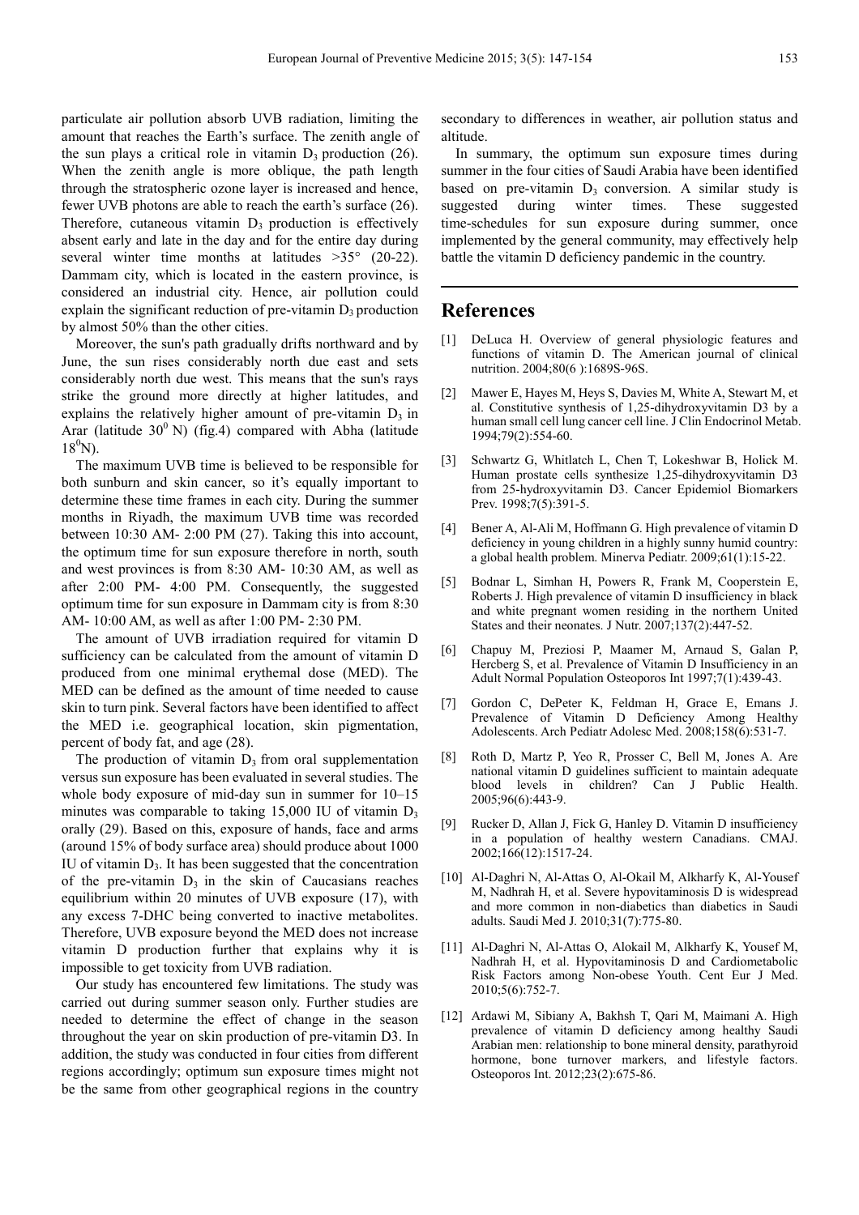particulate air pollution absorb UVB radiation, limiting the amount that reaches the Earth's surface. The zenith angle of the sun plays a critical role in vitamin $D_3$ production (26). When the zenith angle is more oblique, the path length through the stratospheric ozone layer is increased and hence, fewer UVB photons are able to reach the earth's surface (26). Therefore, cutaneous vitamin $D_3$ production is effectively absent early and late in the day and for the entire day during several winter time months at latitudes >35° (20-22). Dammam city, which is located in the eastern province, is considered an industrial city. Hence, air pollution could explain the significant reduction of pre-vitamin $D_3$ production by almost 50% than the other cities.

Moreover, the sun's path gradually drifts northward and by June, the sun rises considerably north due east and sets considerably north due west. This means that the sun's rays strike the ground more directly at higher latitudes, and explains the relatively higher amount of pre-vitamin $D_3$ in Arar (latitude $30^0$ N) (fig.4) compared with Abha (latitude $18^0$N).

The maximum UVB time is believed to be responsible for both sunburn and skin cancer, so it's equally important to determine these time frames in each city. During the summer months in Riyadh, the maximum UVB time was recorded between 10:30 AM- 2:00 PM (27). Taking this into account, the optimum time for sun exposure therefore in north, south and west provinces is from 8:30 AM- 10:30 AM, as well as after 2:00 PM- 4:00 PM. Consequently, the suggested optimum time for sun exposure in Dammam city is from 8:30 AM- 10:00 AM, as well as after 1:00 PM- 2:30 PM.

The amount of UVB irradiation required for vitamin D sufficiency can be calculated from the amount of vitamin D produced from one minimal erythemal dose (MED). The MED can be defined as the amount of time needed to cause skin to turn pink. Several factors have been identified to affect the MED i.e. geographical location, skin pigmentation, percent of body fat, and age (28).

The production of vitamin $D_3$ from oral supplementation versus sun exposure has been evaluated in several studies. The whole body exposure of mid-day sun in summer for 10–15 minutes was comparable to taking 15,000 IU of vitamin $D_3$ orally (29). Based on this, exposure of hands, face and arms (around 15% of body surface area) should produce about 1000 IU of vitamin $D_3$. It has been suggested that the concentration of the pre-vitamin $D_3$ in the skin of Caucasians reaches equilibrium within 20 minutes of UVB exposure (17), with any excess 7-DHC being converted to inactive metabolites. Therefore, UVB exposure beyond the MED does not increase vitamin D production further that explains why it is impossible to get toxicity from UVB radiation.

Our study has encountered few limitations. The study was carried out during summer season only. Further studies are needed to determine the effect of change in the season throughout the year on skin production of pre-vitamin D3. In addition, the study was conducted in four cities from different regions accordingly; optimum sun exposure times might not be the same from other geographical regions in the country secondary to differences in weather, air pollution status and altitude.

In summary, the optimum sun exposure times during summer in the four cities of Saudi Arabia have been identified based on pre-vitamin $D_3$ conversion. A similar study is suggested during winter times. These suggested time-schedules for sun exposure during summer, once implemented by the general community, may effectively help battle the vitamin D deficiency pandemic in the country.

## References

[1] DeLuca H. Overview of general physiologic features and functions of vitamin D. The American journal of clinical nutrition. 2004;80(6 ):1689S-96S.

[2] Mawer E, Hayes M, Heys S, Davies M, White A, Stewart M, et al. Constitutive synthesis of 1,25-dihydroxyvitamin D3 by a human small cell lung cancer cell line. J Clin Endocrinol Metab. 1994;79(2):554-60.

[3] Schwartz G, Whitlatch L, Chen T, Lokeshwar B, Holick M. Human prostate cells synthesize 1,25-dihydroxyvitamin D3 from 25-hydroxyvitamin D3. Cancer Epidemiol Biomarkers Prev. 1998;7(5):391-5.

[4] Bener A, Al-Ali M, Hoffmann G. High prevalence of vitamin D deficiency in young children in a highly sunny humid country: a global health problem. Minerva Pediatr. 2009;61(1):15-22.

[5] Bodnar L, Simhan H, Powers R, Frank M, Cooperstein E, Roberts J. High prevalence of vitamin D insufficiency in black and white pregnant women residing in the northern United States and their neonates. J Nutr. 2007;137(2):447-52.

[6] Chapuy M, Preziosi P, Maamer M, Arnaud S, Galan P, Hercberg S, et al. Prevalence of Vitamin D Insufficiency in an Adult Normal Population Osteoporos Int 1997;7(1):439-43.

[7] Gordon C, DePeter K, Feldman H, Grace E, Emans J. Prevalence of Vitamin D Deficiency Among Healthy Adolescents. Arch Pediatr Adolesc Med. 2008;158(6):531-7.

[8] Roth D, Martz P, Yeo R, Prosser C, Bell M, Jones A. Are national vitamin D guidelines sufficient to maintain adequate blood levels in children? Can J Public Health. 2005;96(6):443-9.

[9] Rucker D, Allan J, Fick G, Hanley D. Vitamin D insufficiency in a population of healthy western Canadians. CMAJ. 2002;166(12):1517-24.

[10] Al-Daghri N, Al-Attas O, Al-Okail M, Alkharfy K, Al-Yousef M, Nadhrah H, et al. Severe hypovitaminosis D is widespread and more common in non-diabetics than diabetics in Saudi adults. Saudi Med J. 2010;31(7):775-80.

[11] Al-Daghri N, Al-Attas O, Alokail M, Alkharfy K, Yousef M, Nadhrah H, et al. Hypovitaminosis D and Cardiometabolic Risk Factors among Non-obese Youth. Cent Eur J Med. 2010;5(6):752-7.

[12] Ardawi M, Sibiany A, Bakhsh T, Qari M, Maimani A. High prevalence of vitamin D deficiency among healthy Saudi Arabian men: relationship to bone mineral density, parathyroid hormone, bone turnover markers, and lifestyle factors. Osteoporos Int. 2012;23(2):675-86.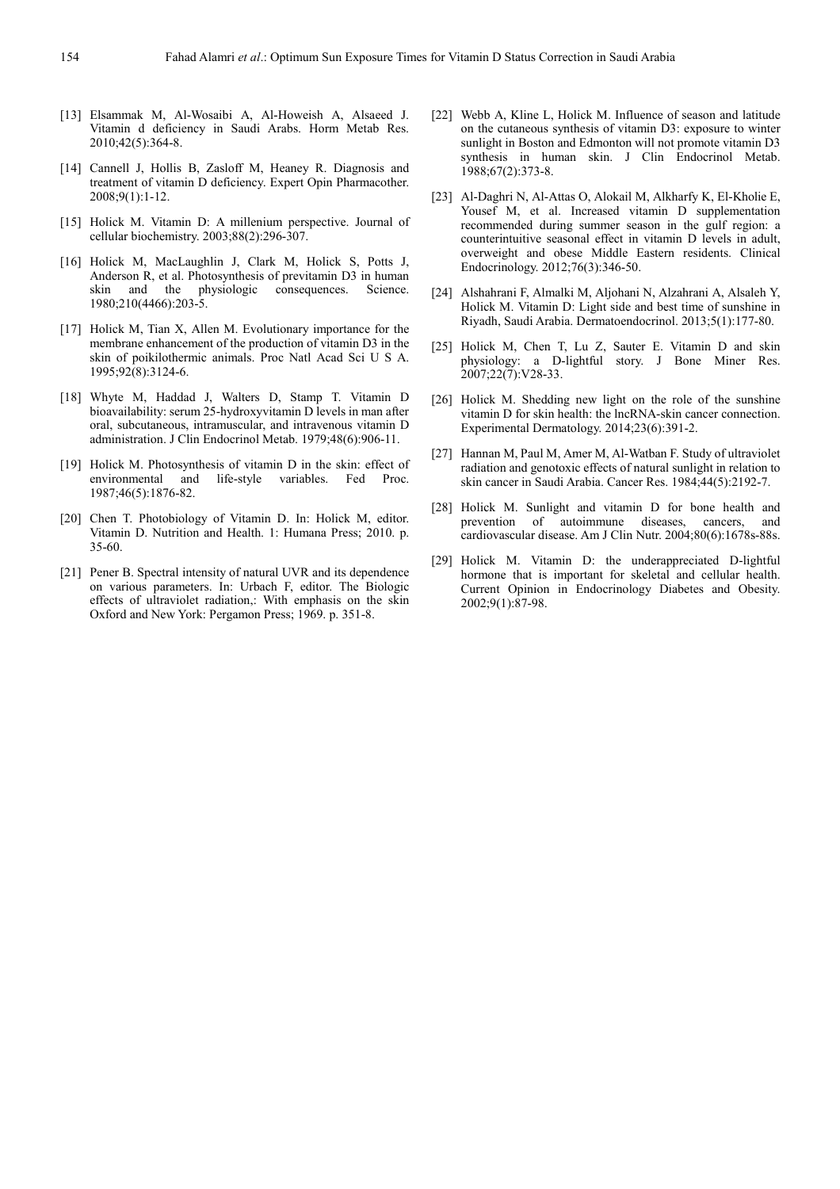[13] Elsammak M, Al-Wosaibi A, Al-Howeish A, Alsaeed J. Vitamin d deficiency in Saudi Arabs. Horm Metab Res. 2010;42(5):364-8.

[14] Cannell J, Hollis B, Zasloff M, Heaney R. Diagnosis and treatment of vitamin D deficiency. Expert Opin Pharmacother. 2008;9(1):1-12.

[15] Holick M. Vitamin D: A millenium perspective. Journal of cellular biochemistry. 2003;88(2):296-307.

[16] Holick M, MacLaughlin J, Clark M, Holick S, Potts J, Anderson R, et al. Photosynthesis of previtamin D3 in human skin and the physiologic consequences. Science. 1980;210(4466):203-5.

[17] Holick M, Tian X, Allen M. Evolutionary importance for the membrane enhancement of the production of vitamin D3 in the skin of poikilothermic animals. Proc Natl Acad Sci U S A. 1995;92(8):3124-6.

[18] Whyte M, Haddad J, Walters D, Stamp T. Vitamin D bioavailability: serum 25-hydroxyvitamin D levels in man after oral, subcutaneous, intramuscular, and intravenous vitamin D administration. J Clin Endocrinol Metab. 1979;48(6):906-11.

[19] Holick M. Photosynthesis of vitamin D in the skin: effect of environmental and life-style variables. Fed Proc. 1987;46(5):1876-82.

[20] Chen T. Photobiology of Vitamin D. In: Holick M, editor. Vitamin D. Nutrition and Health. 1: Humana Press; 2010. p. 35-60.

[21] Pener B. Spectral intensity of natural UVR and its dependence on various parameters. In: Urbach F, editor. The Biologic effects of ultraviolet radiation,: With emphasis on the skin Oxford and New York: Pergamon Press; 1969. p. 351-8.

[22] Webb A, Kline L, Holick M. Influence of season and latitude on the cutaneous synthesis of vitamin D3: exposure to winter sunlight in Boston and Edmonton will not promote vitamin D3 synthesis in human skin. J Clin Endocrinol Metab. 1988;67(2):373-8.

[23] Al-Daghri N, Al-Attas O, Alokail M, Alkharfy K, El-Kholie E, Yousef M, et al. Increased vitamin D supplementation recommended during summer season in the gulf region: a counterintuitive seasonal effect in vitamin D levels in adult, overweight and obese Middle Eastern residents. Clinical Endocrinology. 2012;76(3):346-50.

[24] Alshahrani F, Almalki M, Aljohani N, Alzahrani A, Alsaleh Y, Holick M. Vitamin D: Light side and best time of sunshine in Riyadh, Saudi Arabia. Dermatoendocrinol. 2013;5(1):177-80.

[25] Holick M, Chen T, Lu Z, Sauter E. Vitamin D and skin physiology: a D-lightful story. J Bone Miner Res. 2007;22(7):V28-33.

[26] Holick M. Shedding new light on the role of the sunshine vitamin D for skin health: the lncRNA-skin cancer connection. Experimental Dermatology. 2014;23(6):391-2.

[27] Hannan M, Paul M, Amer M, Al-Watban F. Study of ultraviolet radiation and genotoxic effects of natural sunlight in relation to skin cancer in Saudi Arabia. Cancer Res. 1984;44(5):2192-7.

[28] Holick M. Sunlight and vitamin D for bone health and prevention of autoimmune diseases, cancers, and cardiovascular disease. Am J Clin Nutr. 2004;80(6):1678s-88s.

[29] Holick M. Vitamin D: the underappreciated D-lightful hormone that is important for skeletal and cellular health. Current Opinion in Endocrinology Diabetes and Obesity. 2002;9(1):87-98.